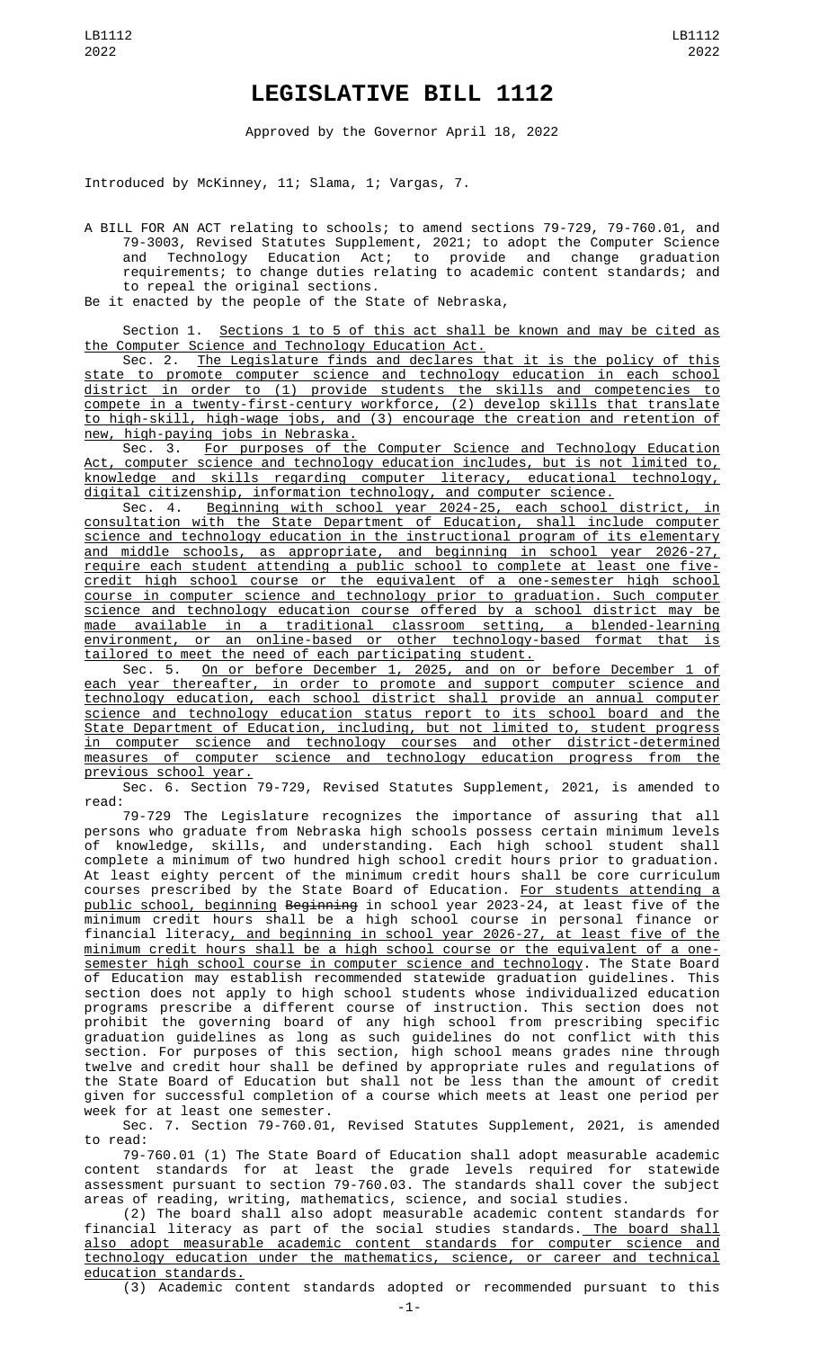# LEGISLATIVE BILL 1112

Approved by the Governor April 18, 2022

Introduced by McKinney, 11; Slama, 1; Vargas, 7.

A BILL FOR AN ACT relating to schools; to amend sections 79-729, 79-760.01, and 79-3003, Revised Statutes Supplement, 2021; to adopt the Computer Science and Technology Education Act; to provide and change graduation requirements; to change duties relating to academic content standards; and to repeal the original sections.

Be it enacted by the people of the State of Nebraska,

Section 1. Sections 1 to 5 of this act shall be known and may be cited as the Computer Science and Technology Education Act.

Sec. 2. The Legislature finds and declares that it is the policy of this state to promote computer science and technology education in each school district in order to (1) provide students the skills and competencies to compete in a twenty-first-century workforce, (2) develop skills that translate to high-skill, high-wage jobs, and (3) encourage the creation and retention of new, high-paying jobs in Nebraska.

Sec. 3. For purposes of the Computer Science and Technology Education Act, computer science and technology education includes, but is not limited to, knowledge and skills regarding computer literacy, educational technology, digital citizenship, information technology, and computer science.

Sec. 4. Beginning with school year 2024-25, each school district, in consultation with the State Department of Education, shall include computer science and technology education in the instructional program of its elementary and middle schools, as appropriate, and beginning in school year 2026-27, require each student attending a public school to complete at least one five-credit high school course or the equivalent of a one-semester high school course in computer science and technology prior to graduation. Such computer science and technology education course offered by a school district may be made available in a traditional classroom setting, a blended-learning environment, or an online-based or other technology-based format that is tailored to meet the need of each participating student.

Sec. 5. On or before December 1, 2025, and on or before December 1 of each year thereafter, in order to promote and support computer science and technology education, each school district shall provide an annual computer science and technology education status report to its school board and the State Department of Education, including, but not limited to, student progress in computer science and technology courses and other district-determined measures of computer science and technology education progress from the previous school year.

Sec. 6. Section 79-729, Revised Statutes Supplement, 2021, is amended to read:

79-729 The Legislature recognizes the importance of assuring that all persons who graduate from Nebraska high schools possess certain minimum levels of knowledge, skills, and understanding. Each high school student shall complete a minimum of two hundred high school credit hours prior to graduation. At least eighty percent of the minimum credit hours shall be core curriculum courses prescribed by the State Board of Education. For students attending a public school, beginning ~~Beginning~~ in school year 2023-24, at least five of the minimum credit hours shall be a high school course in personal finance or financial literacy, and beginning in school year 2026-27, at least five of the minimum credit hours shall be a high school course or the equivalent of a one-semester high school course in computer science and technology. The State Board of Education may establish recommended statewide graduation guidelines. This section does not apply to high school students whose individualized education programs prescribe a different course of instruction. This section does not prohibit the governing board of any high school from prescribing specific graduation guidelines as long as such guidelines do not conflict with this section. For purposes of this section, high school means grades nine through twelve and credit hour shall be defined by appropriate rules and regulations of the State Board of Education but shall not be less than the amount of credit given for successful completion of a course which meets at least one period per week for at least one semester.

Sec. 7. Section 79-760.01, Revised Statutes Supplement, 2021, is amended to read:

79-760.01 (1) The State Board of Education shall adopt measurable academic content standards for at least the grade levels required for statewide assessment pursuant to section 79-760.03. The standards shall cover the subject areas of reading, writing, mathematics, science, and social studies.

(2) The board shall also adopt measurable academic content standards for financial literacy as part of the social studies standards. The board shall also adopt measurable academic content standards for computer science and technology education under the mathematics, science, or career and technical education standards.

(3) Academic content standards adopted or recommended pursuant to this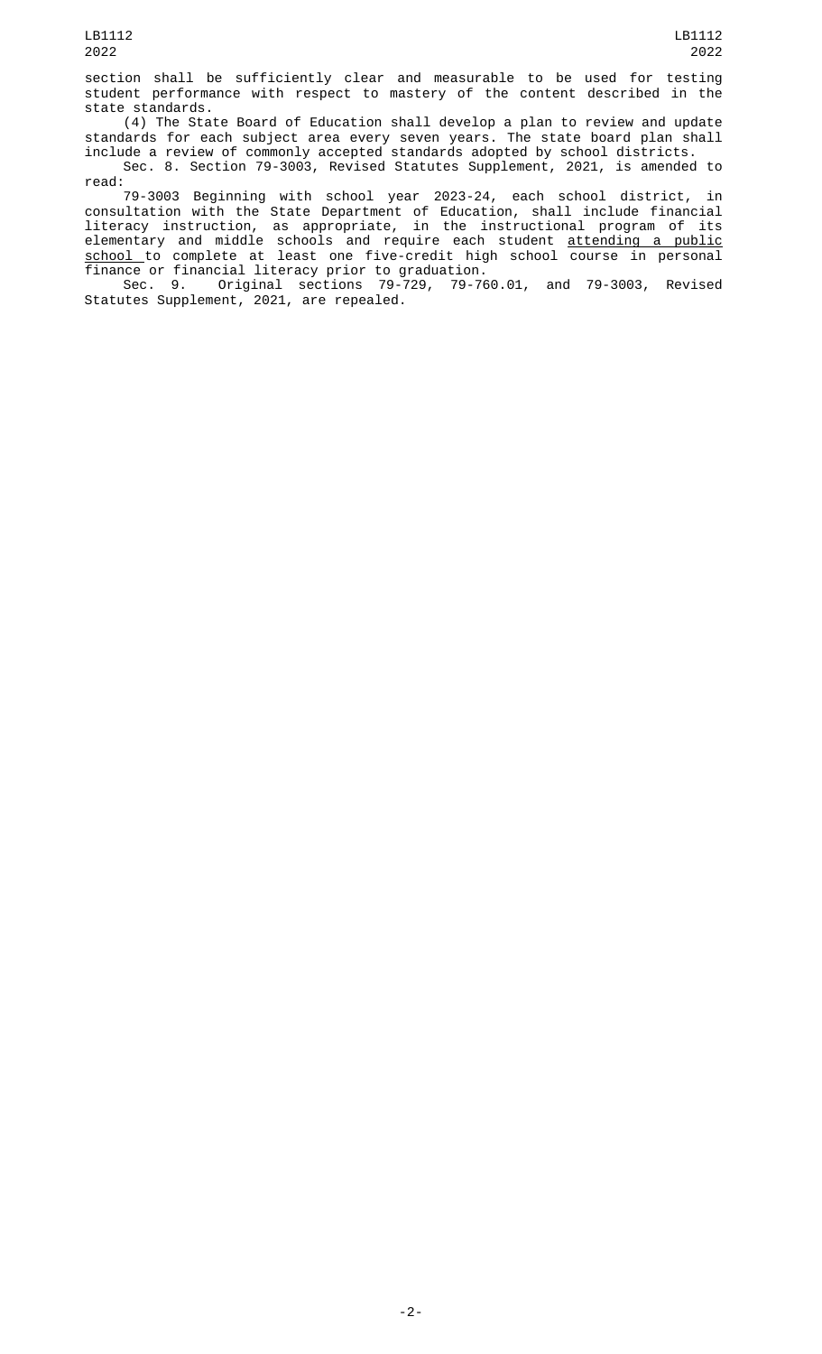section shall be sufficiently clear and measurable to be used for testing student performance with respect to mastery of the content described in the state standards.

(4) The State Board of Education shall develop a plan to review and update standards for each subject area every seven years. The state board plan shall include a review of commonly accepted standards adopted by school districts.

Sec. 8. Section 79-3003, Revised Statutes Supplement, 2021, is amended to read:

79-3003 Beginning with school year 2023-24, each school district, in consultation with the State Department of Education, shall include financial literacy instruction, as appropriate, in the instructional program of its elementary and middle schools and require each student <u>attending a public school</u> to complete at least one five-credit high school course in personal finance or financial literacy prior to graduation.

Sec. 9. Original sections 79-729, 79-760.01, and 79-3003, Revised Statutes Supplement, 2021, are repealed.